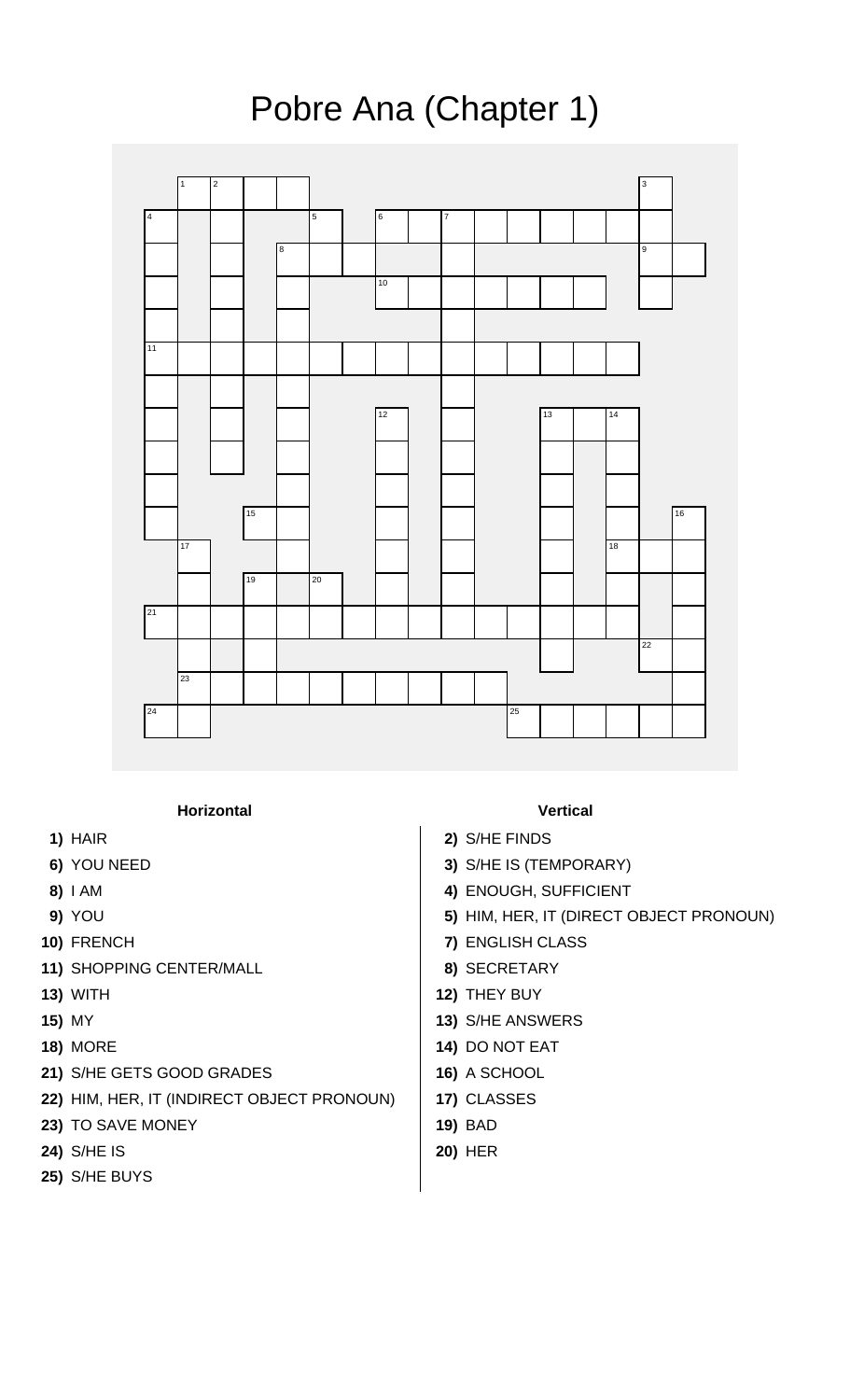# Pobre Ana (Chapter 1)

**Horizontal**

1) HAIR
6) YOU NEED
8) I AM
9) YOU
10) FRENCH
11) SHOPPING CENTER/MALL
13) WITH
15) MY
18) MORE
21) S/HE GETS GOOD GRADES
22) HIM, HER, IT (INDIRECT OBJECT PRONOUN)
23) TO SAVE MONEY
24) S/HE IS
25) S/HE BUYS

**Vertical**

2) S/HE FINDS
3) S/HE IS (TEMPORARY)
4) ENOUGH, SUFFICIENT
5) HIM, HER, IT (DIRECT OBJECT PRONOUN)
7) ENGLISH CLASS
8) SECRETARY
12) THEY BUY
13) S/HE ANSWERS
14) DO NOT EAT
16) A SCHOOL
17) CLASSES
19) BAD
20) HER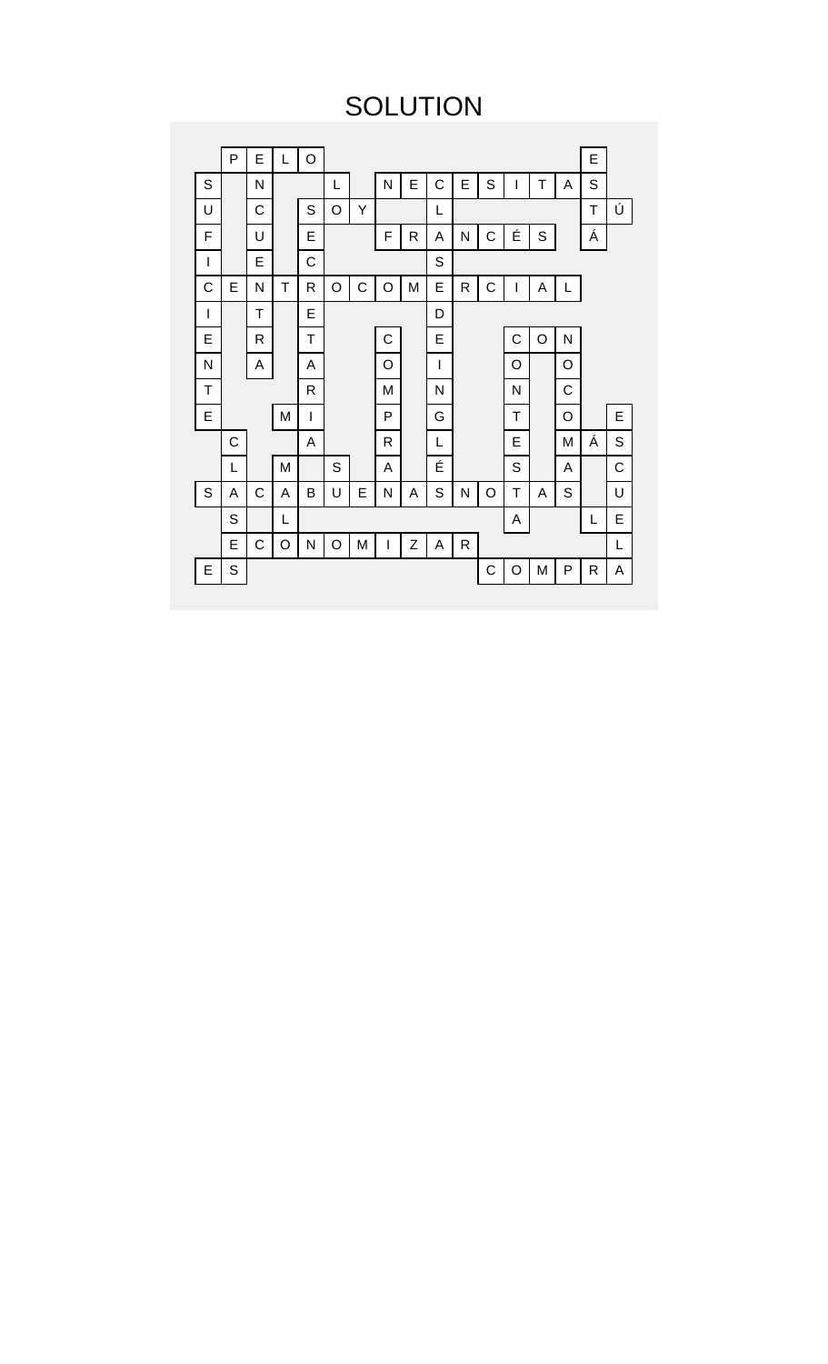# SOLUTION

| | | | | | | | | | | | | | | | | |
|---|---|---|---|---|---|---|---|---|---|---|---|---|---|---|---|---|
| | P | E | L | O | | | | | | | | | | | E | |
| S | | N | | | L | | N | E | C | E | S | I | T | A | S | |
| U | | C | | S | O | Y | | | L | | | | | | T | Ú |
| F | | U | | E | | | F | R | A | N | C | É | S | | Á | |
| I | | E | | C | | | | | S | | | | | | | |
| C | E | N | T | R | O | C | O | M | E | R | C | I | A | L | | |
| I | | T | | E | | | | | D | | | | | | | |
| E | | R | | T | | | C | | E | | | C | O | N | | |
| N | | A | | A | | | O | | I | | | O | | O | | |
| T | | | | R | | | M | | N | | | N | | C | | |
| E | | | M | I | | | P | | G | | | T | | O | | E |
| | C | | | A | | | R | | L | | | E | | M | Á | S |
| | L | | M | | S | | A | | É | | | S | | A | | C |
| S | A | C | A | B | U | E | N | A | S | N | O | T | A | S | | U |
| | S | | L | | | | | | | | | A | | | L | E |
| | E | C | O | N | O | M | I | Z | A | R | | | | | | L |
| E | S | | | | | | | | | | C | O | M | P | R | A |